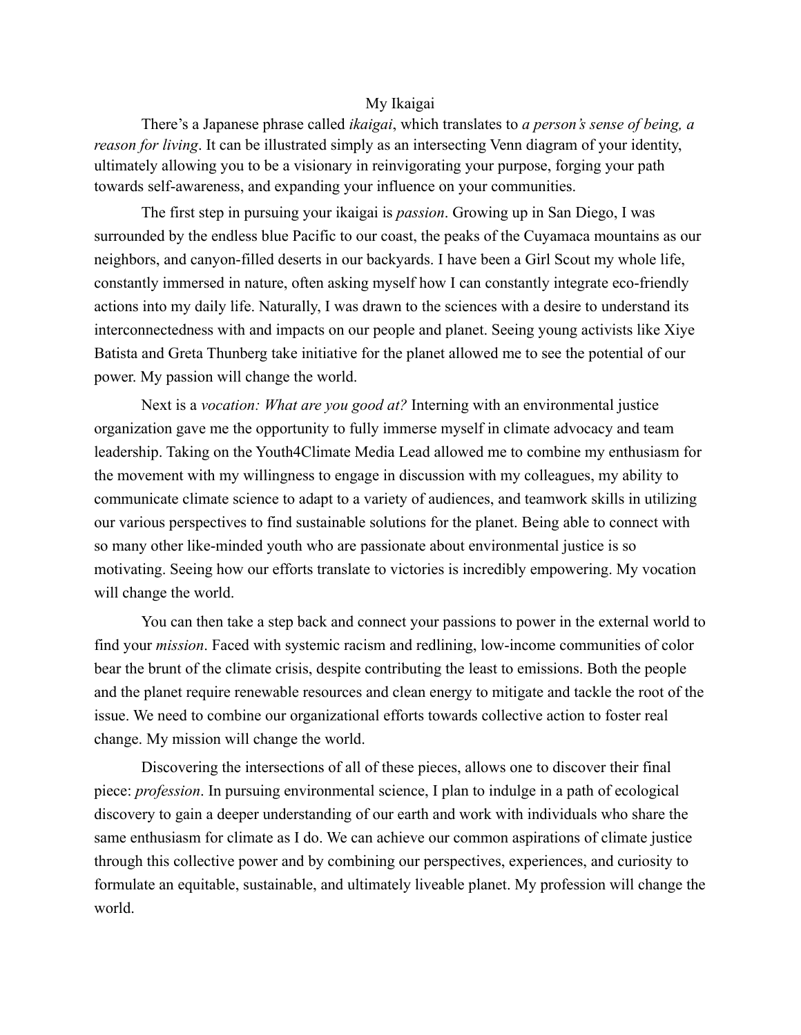# My Ikaigai

There's a Japanese phrase called *ikaigai*, which translates to *a person's sense of being, a reason for living*. It can be illustrated simply as an intersecting Venn diagram of your identity, ultimately allowing you to be a visionary in reinvigorating your purpose, forging your path towards self-awareness, and expanding your influence on your communities.

The first step in pursuing your ikaigai is *passion*. Growing up in San Diego, I was surrounded by the endless blue Pacific to our coast, the peaks of the Cuyamaca mountains as our neighbors, and canyon-filled deserts in our backyards. I have been a Girl Scout my whole life, constantly immersed in nature, often asking myself how I can constantly integrate eco-friendly actions into my daily life. Naturally, I was drawn to the sciences with a desire to understand its interconnectedness with and impacts on our people and planet. Seeing young activists like Xiye Batista and Greta Thunberg take initiative for the planet allowed me to see the potential of our power. My passion will change the world.

Next is a *vocation: What are you good at?* Interning with an environmental justice organization gave me the opportunity to fully immerse myself in climate advocacy and team leadership. Taking on the Youth4Climate Media Lead allowed me to combine my enthusiasm for the movement with my willingness to engage in discussion with my colleagues, my ability to communicate climate science to adapt to a variety of audiences, and teamwork skills in utilizing our various perspectives to find sustainable solutions for the planet. Being able to connect with so many other like-minded youth who are passionate about environmental justice is so motivating. Seeing how our efforts translate to victories is incredibly empowering. My vocation will change the world.

You can then take a step back and connect your passions to power in the external world to find your *mission*. Faced with systemic racism and redlining, low-income communities of color bear the brunt of the climate crisis, despite contributing the least to emissions. Both the people and the planet require renewable resources and clean energy to mitigate and tackle the root of the issue. We need to combine our organizational efforts towards collective action to foster real change. My mission will change the world.

Discovering the intersections of all of these pieces, allows one to discover their final piece: *profession*. In pursuing environmental science, I plan to indulge in a path of ecological discovery to gain a deeper understanding of our earth and work with individuals who share the same enthusiasm for climate as I do. We can achieve our common aspirations of climate justice through this collective power and by combining our perspectives, experiences, and curiosity to formulate an equitable, sustainable, and ultimately liveable planet. My profession will change the world.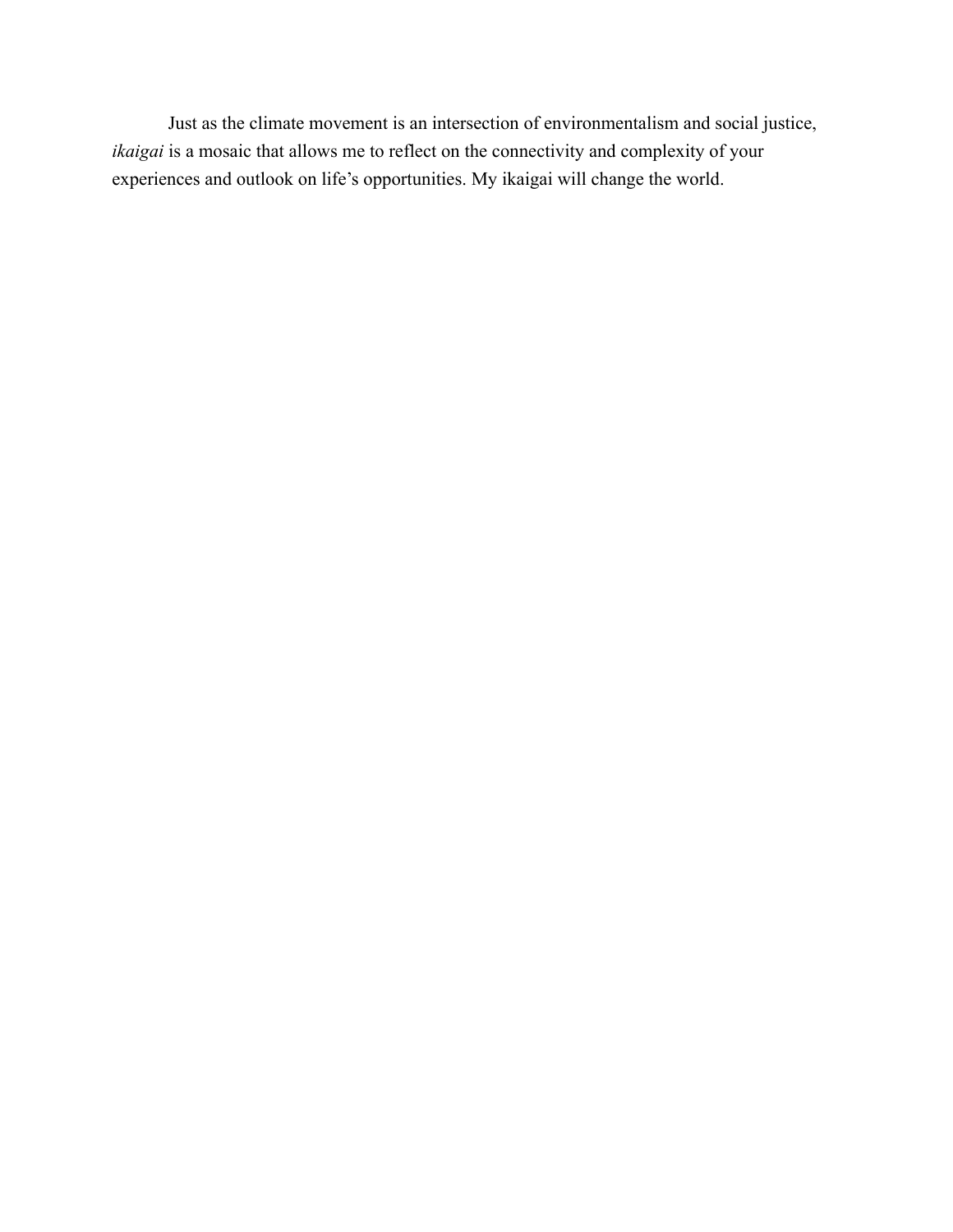Just as the climate movement is an intersection of environmentalism and social justice, *ikaigai* is a mosaic that allows me to reflect on the connectivity and complexity of your experiences and outlook on life's opportunities. My ikaigai will change the world.